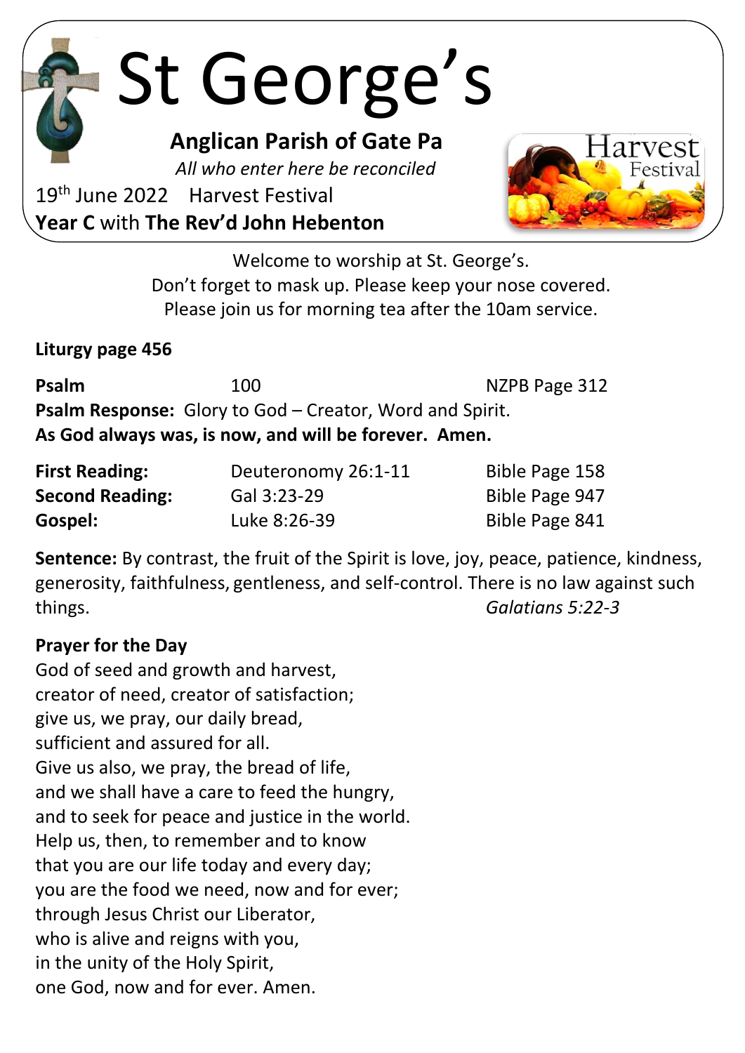# St George's

## Anglican Parish of Gate Pa

*All who enter here be reconciled*

19th June 2022 Harvest Festival

**Year C** with **The Rev'd John Hebenton**

Harvest Festival

Welcome to worship at St. George's.
Don't forget to mask up. Please keep your nose covered.
Please join us for morning tea after the 10am service.

**Liturgy page 456**

**Psalm** 100 NZPB Page 312

**Psalm Response:** Glory to God – Creator, Word and Spirit.
**As God always was, is now, and will be forever. Amen.**

| | | |
|---|---|---|
| **First Reading:** | Deuteronomy 26:1-11 | Bible Page 158 |
| **Second Reading:** | Gal 3:23-29 | Bible Page 947 |
| **Gospel:** | Luke 8:26-39 | Bible Page 841 |

**Sentence:** By contrast, the fruit of the Spirit is love, joy, peace, patience, kindness, generosity, faithfulness, gentleness, and self-control. There is no law against such things. *Galatians 5:22-3*

**Prayer for the Day**

God of seed and growth and harvest,
creator of need, creator of satisfaction;
give us, we pray, our daily bread,
sufficient and assured for all.
Give us also, we pray, the bread of life,
and we shall have a care to feed the hungry,
and to seek for peace and justice in the world.
Help us, then, to remember and to know
that you are our life today and every day;
you are the food we need, now and for ever;
through Jesus Christ our Liberator,
who is alive and reigns with you,
in the unity of the Holy Spirit,
one God, now and for ever. Amen.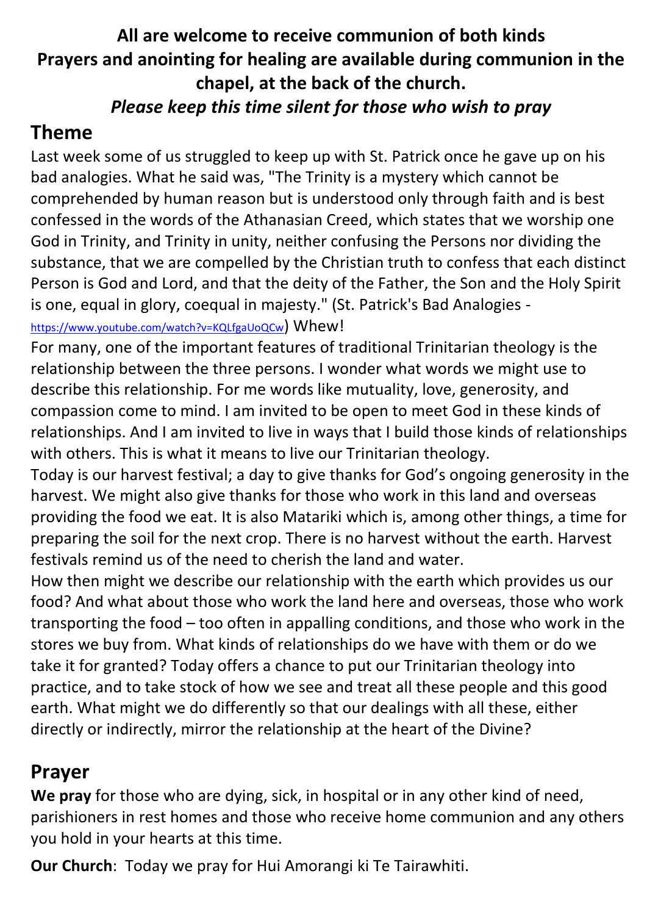**All are welcome to receive communion of both kinds**
**Prayers and anointing for healing are available during communion in the chapel, at the back of the church.**
***Please keep this time silent for those who wish to pray***

## Theme

Last week some of us struggled to keep up with St. Patrick once he gave up on his bad analogies. What he said was, "The Trinity is a mystery which cannot be comprehended by human reason but is understood only through faith and is best confessed in the words of the Athanasian Creed, which states that we worship one God in Trinity, and Trinity in unity, neither confusing the Persons nor dividing the substance, that we are compelled by the Christian truth to confess that each distinct Person is God and Lord, and that the deity of the Father, the Son and the Holy Spirit is one, equal in glory, coequal in majesty." (St. Patrick's Bad Analogies - https://www.youtube.com/watch?v=KQLfgaUoQCw) Whew!

For many, one of the important features of traditional Trinitarian theology is the relationship between the three persons. I wonder what words we might use to describe this relationship. For me words like mutuality, love, generosity, and compassion come to mind. I am invited to be open to meet God in these kinds of relationships. And I am invited to live in ways that I build those kinds of relationships with others. This is what it means to live our Trinitarian theology.

Today is our harvest festival; a day to give thanks for God's ongoing generosity in the harvest. We might also give thanks for those who work in this land and overseas providing the food we eat. It is also Matariki which is, among other things, a time for preparing the soil for the next crop. There is no harvest without the earth. Harvest festivals remind us of the need to cherish the land and water.

How then might we describe our relationship with the earth which provides us our food? And what about those who work the land here and overseas, those who work transporting the food – too often in appalling conditions, and those who work in the stores we buy from. What kinds of relationships do we have with them or do we take it for granted? Today offers a chance to put our Trinitarian theology into practice, and to take stock of how we see and treat all these people and this good earth. What might we do differently so that our dealings with all these, either directly or indirectly, mirror the relationship at the heart of the Divine?

## Prayer

**We pray** for those who are dying, sick, in hospital or in any other kind of need, parishioners in rest homes and those who receive home communion and any others you hold in your hearts at this time.

**Our Church**: Today we pray for Hui Amorangi ki Te Tairawhiti.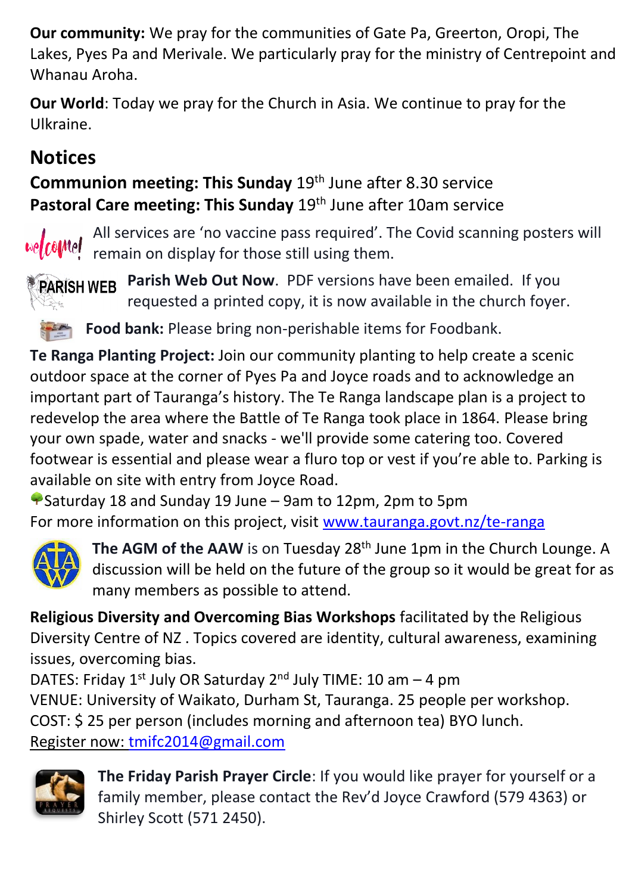**Our community:** We pray for the communities of Gate Pa, Greerton, Oropi, The Lakes, Pyes Pa and Merivale. We particularly pray for the ministry of Centrepoint and Whanau Aroha.

**Our World**: Today we pray for the Church in Asia. We continue to pray for the Ulkraine.

## Notices

**Communion meeting: This Sunday** 19th June after 8.30 service
**Pastoral Care meeting: This Sunday** 19th June after 10am service

All services are 'no vaccine pass required'. The Covid scanning posters will remain on display for those still using them.

**Parish Web Out Now**. PDF versions have been emailed. If you requested a printed copy, it is now available in the church foyer.

**Food bank:** Please bring non-perishable items for Foodbank.

**Te Ranga Planting Project:** Join our community planting to help create a scenic outdoor space at the corner of Pyes Pa and Joyce roads and to acknowledge an important part of Tauranga's history. The Te Ranga landscape plan is a project to redevelop the area where the Battle of Te Ranga took place in 1864. Please bring your own spade, water and snacks - we'll provide some catering too. Covered footwear is essential and please wear a fluro top or vest if you're able to. Parking is available on site with entry from Joyce Road.
Saturday 18 and Sunday 19 June – 9am to 12pm, 2pm to 5pm
For more information on this project, visit www.tauranga.govt.nz/te-ranga

**The AGM of the AAW** is on Tuesday 28th June 1pm in the Church Lounge. A discussion will be held on the future of the group so it would be great for as many members as possible to attend.

**Religious Diversity and Overcoming Bias Workshops** facilitated by the Religious Diversity Centre of NZ . Topics covered are identity, cultural awareness, examining issues, overcoming bias.
DATES: Friday 1st July OR Saturday 2nd July TIME: 10 am – 4 pm
VENUE: University of Waikato, Durham St, Tauranga. 25 people per workshop.
COST: $ 25 per person (includes morning and afternoon tea) BYO lunch.
Register now: tmifc2014@gmail.com

**The Friday Parish Prayer Circle**: If you would like prayer for yourself or a family member, please contact the Rev'd Joyce Crawford (579 4363) or Shirley Scott (571 2450).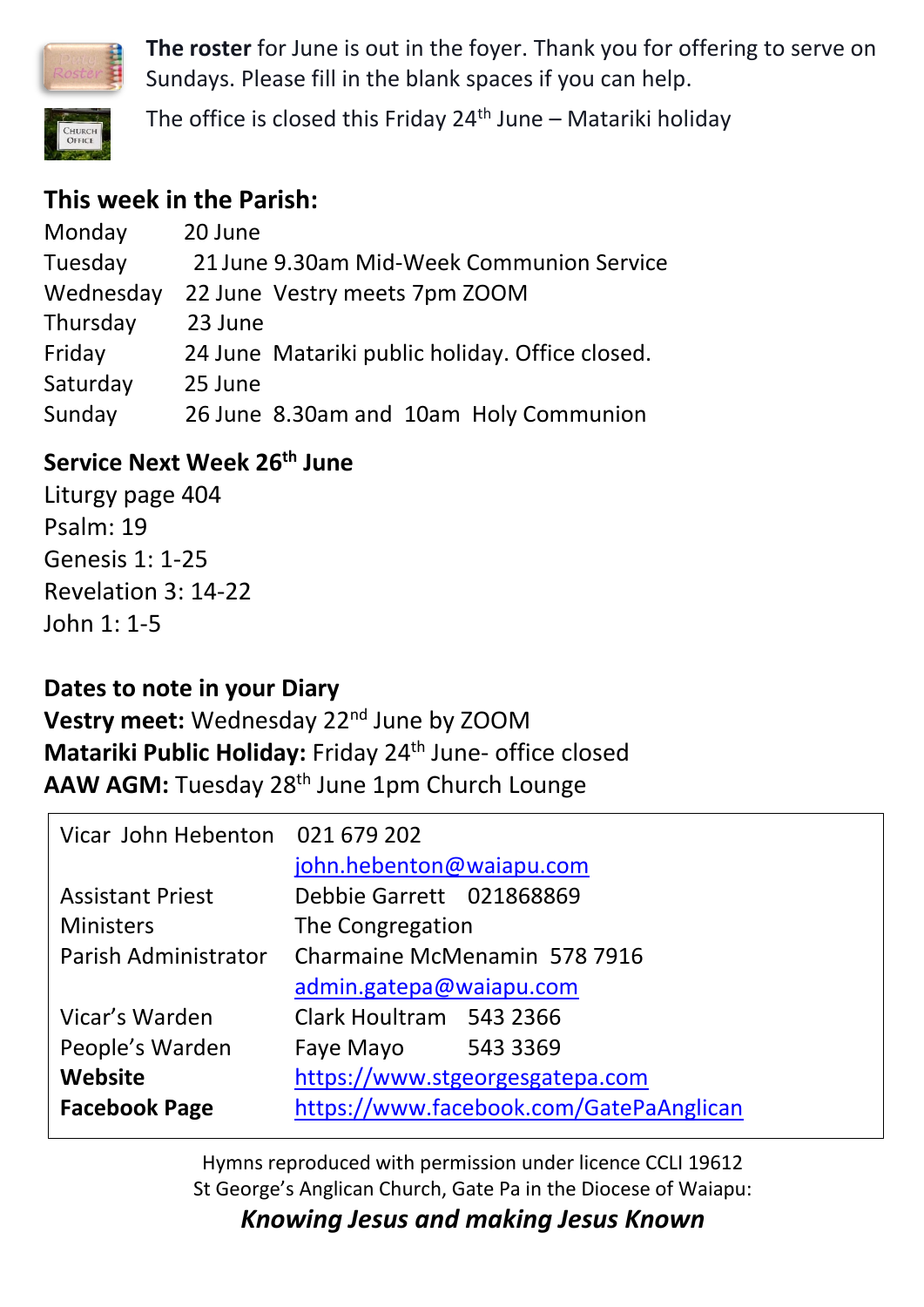**The roster** for June is out in the foyer. Thank you for offering to serve on Sundays. Please fill in the blank spaces if you can help.

The office is closed this Friday 24th June – Matariki holiday

## This week in the Parish:

| | |
|---|---|
| Monday | 20 June |
| Tuesday | 21 June 9.30am Mid-Week Communion Service |
| Wednesday | 22 June Vestry meets 7pm ZOOM |
| Thursday | 23 June |
| Friday | 24 June Matariki public holiday. Office closed. |
| Saturday | 25 June |
| Sunday | 26 June 8.30am and 10am Holy Communion |

## Service Next Week 26th June

Liturgy page 404
Psalm: 19
Genesis 1: 1-25
Revelation 3: 14-22
John 1: 1-5

## Dates to note in your Diary

**Vestry meet:** Wednesday 22nd June by ZOOM
**Matariki Public Holiday:** Friday 24th June- office closed
**AAW AGM:** Tuesday 28th June 1pm Church Lounge

| | |
|---|---|
| Vicar John Hebenton | 021 679 202 john.hebenton@waiapu.com |
| Assistant Priest | Debbie Garrett 021868869 |
| Ministers | The Congregation |
| Parish Administrator | Charmaine McMenamin 578 7916 admin.gatepa@waiapu.com |
| Vicar's Warden | Clark Houltram 543 2366 |
| People's Warden | Faye Mayo 543 3369 |
| **Website** | https://www.stgeorgesgatepa.com |
| **Facebook Page** | https://www.facebook.com/GatePaAnglican |

Hymns reproduced with permission under licence CCLI 19612
St George's Anglican Church, Gate Pa in the Diocese of Waiapu:

***Knowing Jesus and making Jesus Known***